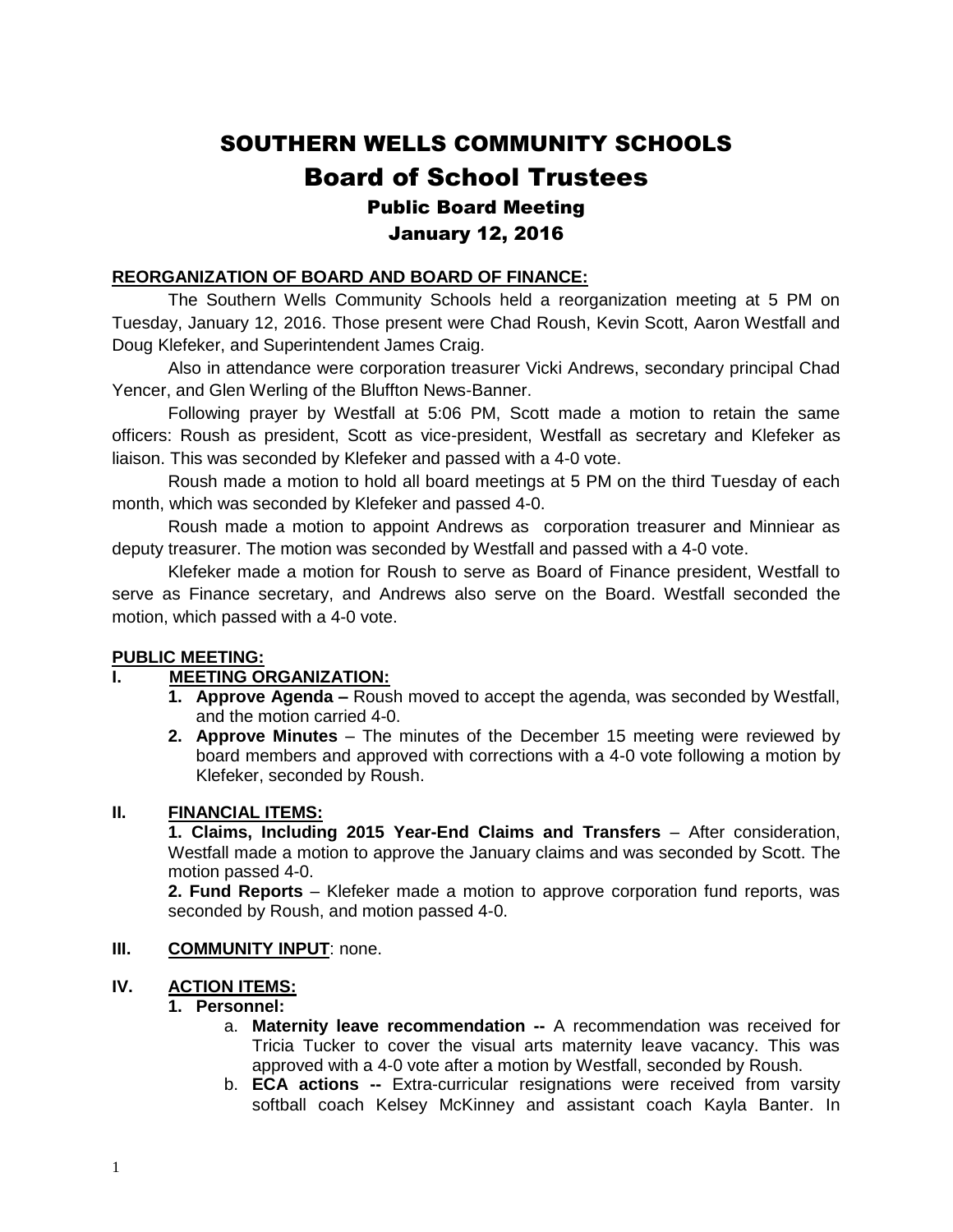# SOUTHERN WELLS COMMUNITY SCHOOLS

# Board of School Trustees

## Public Board Meeting

## January 12, 2016

**REORGANIZATION OF BOARD AND BOARD OF FINANCE:**

The Southern Wells Community Schools held a reorganization meeting at 5 PM on Tuesday, January 12, 2016. Those present were Chad Roush, Kevin Scott, Aaron Westfall and Doug Klefeker, and Superintendent James Craig.

Also in attendance were corporation treasurer Vicki Andrews, secondary principal Chad Yencer, and Glen Werling of the Bluffton News-Banner.

Following prayer by Westfall at 5:06 PM, Scott made a motion to retain the same officers: Roush as president, Scott as vice-president, Westfall as secretary and Klefeker as liaison. This was seconded by Klefeker and passed with a 4-0 vote.

Roush made a motion to hold all board meetings at 5 PM on the third Tuesday of each month, which was seconded by Klefeker and passed 4-0.

Roush made a motion to appoint Andrews as corporation treasurer and Minniear as deputy treasurer. The motion was seconded by Westfall and passed with a 4-0 vote.

Klefeker made a motion for Roush to serve as Board of Finance president, Westfall to serve as Finance secretary, and Andrews also serve on the Board. Westfall seconded the motion, which passed with a 4-0 vote.

**PUBLIC MEETING:**

**I. MEETING ORGANIZATION:**

1. **Approve Agenda –** Roush moved to accept the agenda, was seconded by Westfall, and the motion carried 4-0.
2. **Approve Minutes** – The minutes of the December 15 meeting were reviewed by board members and approved with corrections with a 4-0 vote following a motion by Klefeker, seconded by Roush.

**II. FINANCIAL ITEMS:**

**1. Claims, Including 2015 Year-End Claims and Transfers** – After consideration, Westfall made a motion to approve the January claims and was seconded by Scott. The motion passed 4-0.

**2. Fund Reports** – Klefeker made a motion to approve corporation fund reports, was seconded by Roush, and motion passed 4-0.

**III. COMMUNITY INPUT**: none.

**IV. ACTION ITEMS:**

**1. Personnel:**

a. **Maternity leave recommendation --** A recommendation was received for Tricia Tucker to cover the visual arts maternity leave vacancy. This was approved with a 4-0 vote after a motion by Westfall, seconded by Roush.

b. **ECA actions --** Extra-curricular resignations were received from varsity softball coach Kelsey McKinney and assistant coach Kayla Banter. In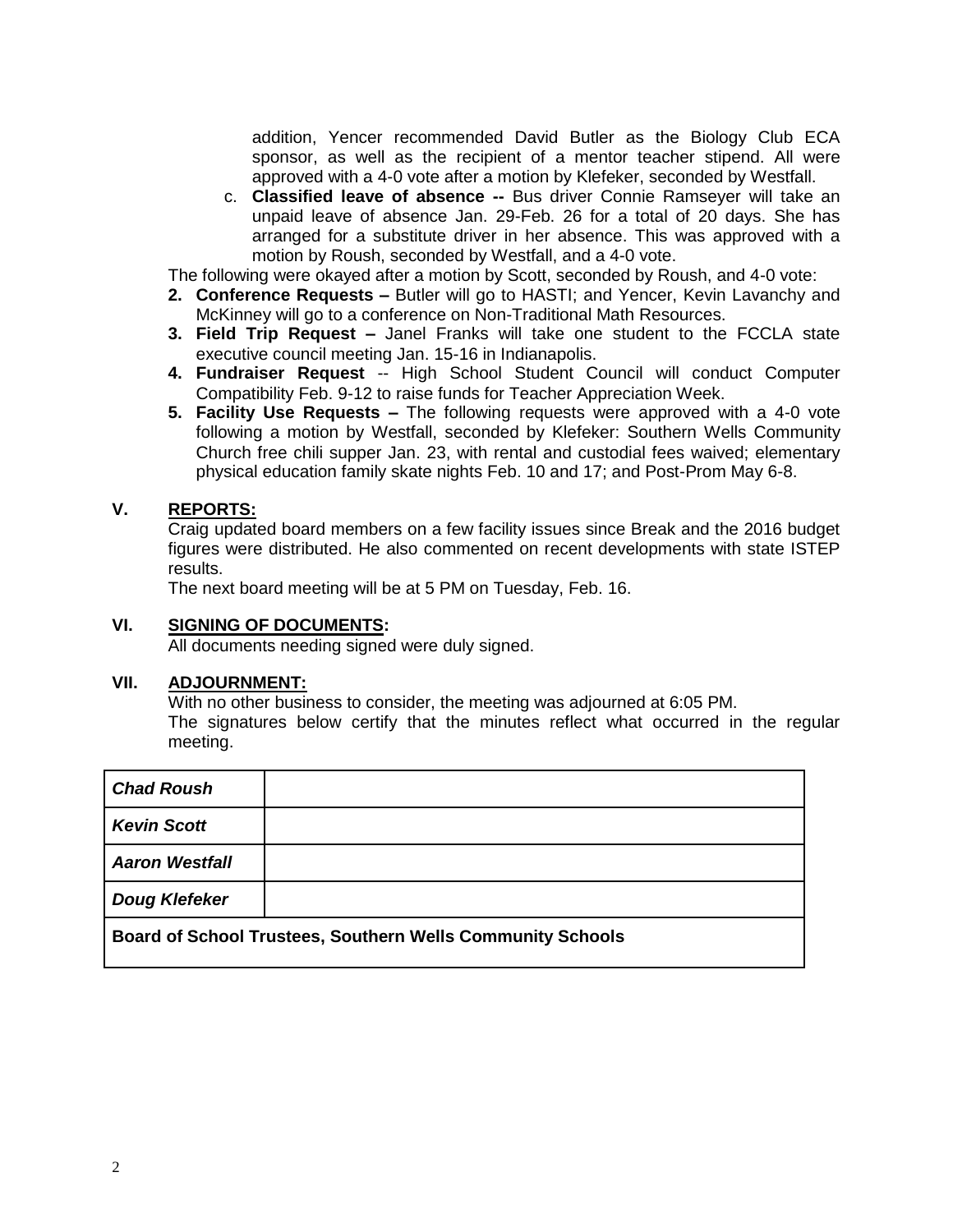addition, Yencer recommended David Butler as the Biology Club ECA sponsor, as well as the recipient of a mentor teacher stipend. All were approved with a 4-0 vote after a motion by Klefeker, seconded by Westfall.

c. **Classified leave of absence --** Bus driver Connie Ramseyer will take an unpaid leave of absence Jan. 29-Feb. 26 for a total of 20 days. She has arranged for a substitute driver in her absence. This was approved with a motion by Roush, seconded by Westfall, and a 4-0 vote.

The following were okayed after a motion by Scott, seconded by Roush, and 4-0 vote:

2. **Conference Requests –** Butler will go to HASTI; and Yencer, Kevin Lavanchy and McKinney will go to a conference on Non-Traditional Math Resources.
3. **Field Trip Request –** Janel Franks will take one student to the FCCLA state executive council meeting Jan. 15-16 in Indianapolis.
4. **Fundraiser Request** -- High School Student Council will conduct Computer Compatibility Feb. 9-12 to raise funds for Teacher Appreciation Week.
5. **Facility Use Requests –** The following requests were approved with a 4-0 vote following a motion by Westfall, seconded by Klefeker: Southern Wells Community Church free chili supper Jan. 23, with rental and custodial fees waived; elementary physical education family skate nights Feb. 10 and 17; and Post-Prom May 6-8.

## V. REPORTS:

Craig updated board members on a few facility issues since Break and the 2016 budget figures were distributed. He also commented on recent developments with state ISTEP results.

The next board meeting will be at 5 PM on Tuesday, Feb. 16.

## VI. SIGNING OF DOCUMENTS:

All documents needing signed were duly signed.

## VII. ADJOURNMENT:

With no other business to consider, the meeting was adjourned at 6:05 PM.

The signatures below certify that the minutes reflect what occurred in the regular meeting.

| | |
|---|---|
| ***Chad Roush*** | |
| ***Kevin Scott*** | |
| ***Aaron Westfall*** | |
| ***Doug Klefeker*** | |
| **Board of School Trustees, Southern Wells Community Schools** | |